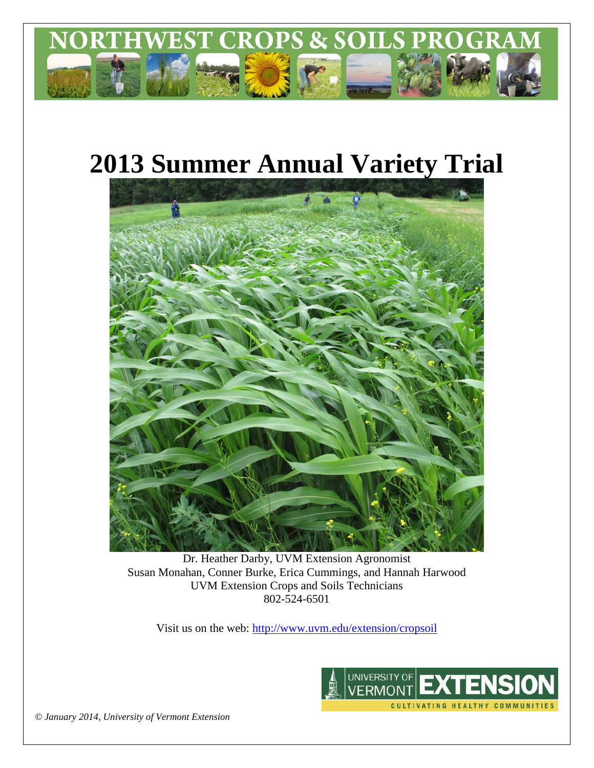NORTHWEST CROPS & SOILS PROGRAM

# 2013 Summer Annual Variety Trial

Dr. Heather Darby, UVM Extension Agronomist
Susan Monahan, Conner Burke, Erica Cummings, and Hannah Harwood
UVM Extension Crops and Soils Technicians
802-524-6501

Visit us on the web: http://www.uvm.edu/extension/cropsoil

UNIVERSITY OF VERMONT EXTENSION
CULTIVATING HEALTHY COMMUNITIES

*© January 2014, University of Vermont Extension*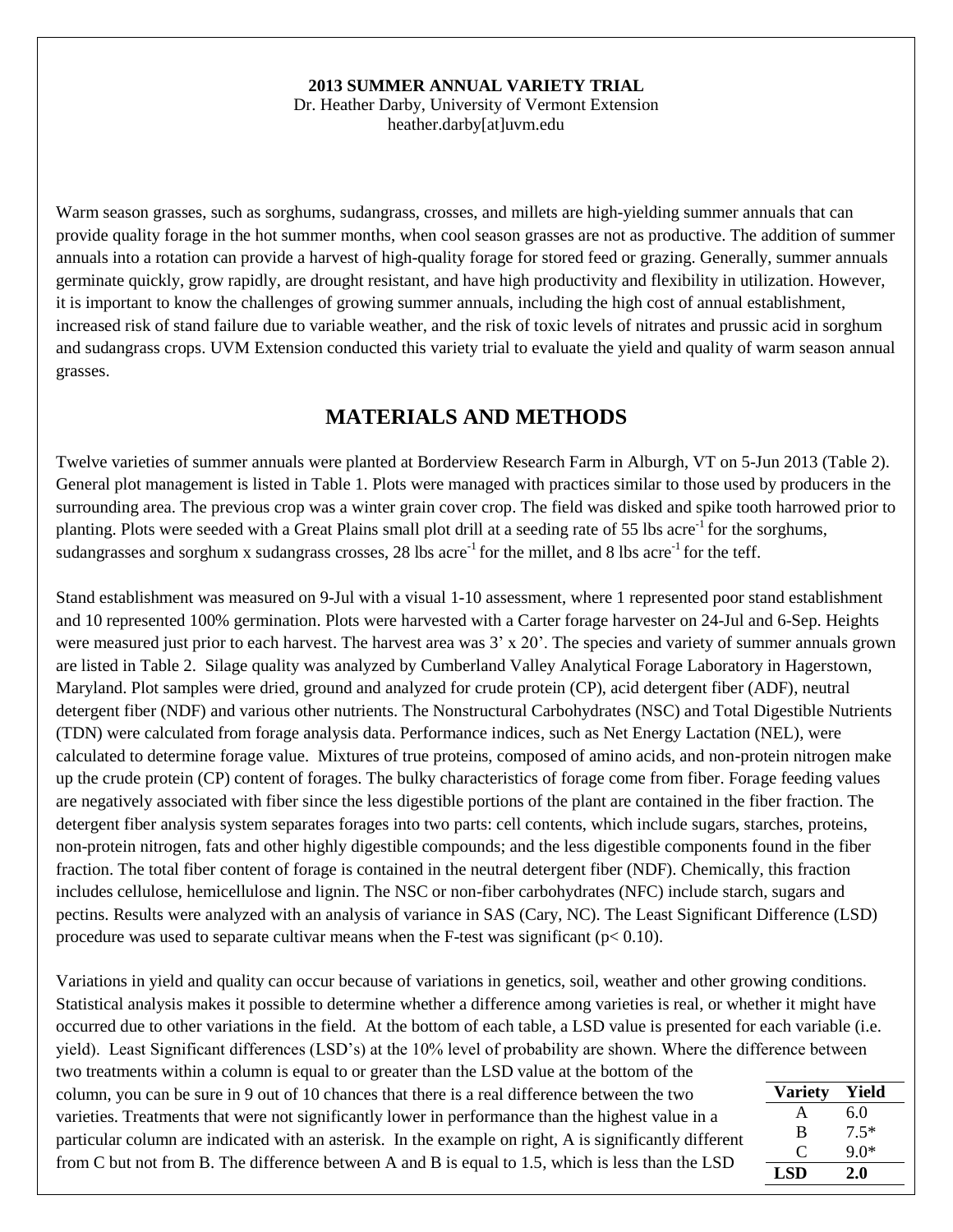**2013 SUMMER ANNUAL VARIETY TRIAL**
Dr. Heather Darby, University of Vermont Extension
heather.darby[at]uvm.edu

Warm season grasses, such as sorghums, sudangrass, crosses, and millets are high-yielding summer annuals that can provide quality forage in the hot summer months, when cool season grasses are not as productive. The addition of summer annuals into a rotation can provide a harvest of high-quality forage for stored feed or grazing. Generally, summer annuals germinate quickly, grow rapidly, are drought resistant, and have high productivity and flexibility in utilization. However, it is important to know the challenges of growing summer annuals, including the high cost of annual establishment, increased risk of stand failure due to variable weather, and the risk of toxic levels of nitrates and prussic acid in sorghum and sudangrass crops. UVM Extension conducted this variety trial to evaluate the yield and quality of warm season annual grasses.

## MATERIALS AND METHODS

Twelve varieties of summer annuals were planted at Borderview Research Farm in Alburgh, VT on 5-Jun 2013 (Table 2). General plot management is listed in Table 1. Plots were managed with practices similar to those used by producers in the surrounding area. The previous crop was a winter grain cover crop. The field was disked and spike tooth harrowed prior to planting. Plots were seeded with a Great Plains small plot drill at a seeding rate of 55 lbs acre$^{-1}$ for the sorghums, sudangrasses and sorghum x sudangrass crosses, 28 lbs acre$^{-1}$ for the millet, and 8 lbs acre$^{-1}$ for the teff.

Stand establishment was measured on 9-Jul with a visual 1-10 assessment, where 1 represented poor stand establishment and 10 represented 100% germination. Plots were harvested with a Carter forage harvester on 24-Jul and 6-Sep. Heights were measured just prior to each harvest. The harvest area was 3' x 20'. The species and variety of summer annuals grown are listed in Table 2. Silage quality was analyzed by Cumberland Valley Analytical Forage Laboratory in Hagerstown, Maryland. Plot samples were dried, ground and analyzed for crude protein (CP), acid detergent fiber (ADF), neutral detergent fiber (NDF) and various other nutrients. The Nonstructural Carbohydrates (NSC) and Total Digestible Nutrients (TDN) were calculated from forage analysis data. Performance indices, such as Net Energy Lactation (NEL), were calculated to determine forage value. Mixtures of true proteins, composed of amino acids, and non-protein nitrogen make up the crude protein (CP) content of forages. The bulky characteristics of forage come from fiber. Forage feeding values are negatively associated with fiber since the less digestible portions of the plant are contained in the fiber fraction. The detergent fiber analysis system separates forages into two parts: cell contents, which include sugars, starches, proteins, non-protein nitrogen, fats and other highly digestible compounds; and the less digestible components found in the fiber fraction. The total fiber content of forage is contained in the neutral detergent fiber (NDF). Chemically, this fraction includes cellulose, hemicellulose and lignin. The NSC or non-fiber carbohydrates (NFC) include starch, sugars and pectins. Results were analyzed with an analysis of variance in SAS (Cary, NC). The Least Significant Difference (LSD) procedure was used to separate cultivar means when the F-test was significant ($p < 0.10$).

Variations in yield and quality can occur because of variations in genetics, soil, weather and other growing conditions. Statistical analysis makes it possible to determine whether a difference among varieties is real, or whether it might have occurred due to other variations in the field. At the bottom of each table, a LSD value is presented for each variable (i.e. yield). Least Significant differences (LSD's) at the 10% level of probability are shown. Where the difference between two treatments within a column is equal to or greater than the LSD value at the bottom of the column, you can be sure in 9 out of 10 chances that there is a real difference between the two varieties. Treatments that were not significantly lower in performance than the highest value in a particular column are indicated with an asterisk. In the example on right, A is significantly different from C but not from B. The difference between A and B is equal to 1.5, which is less than the LSD

| Variety | Yield |
|---|---|
| A | 6.0 |
| B | 7.5* |
| C | 9.0* |
| **LSD** | **2.0** |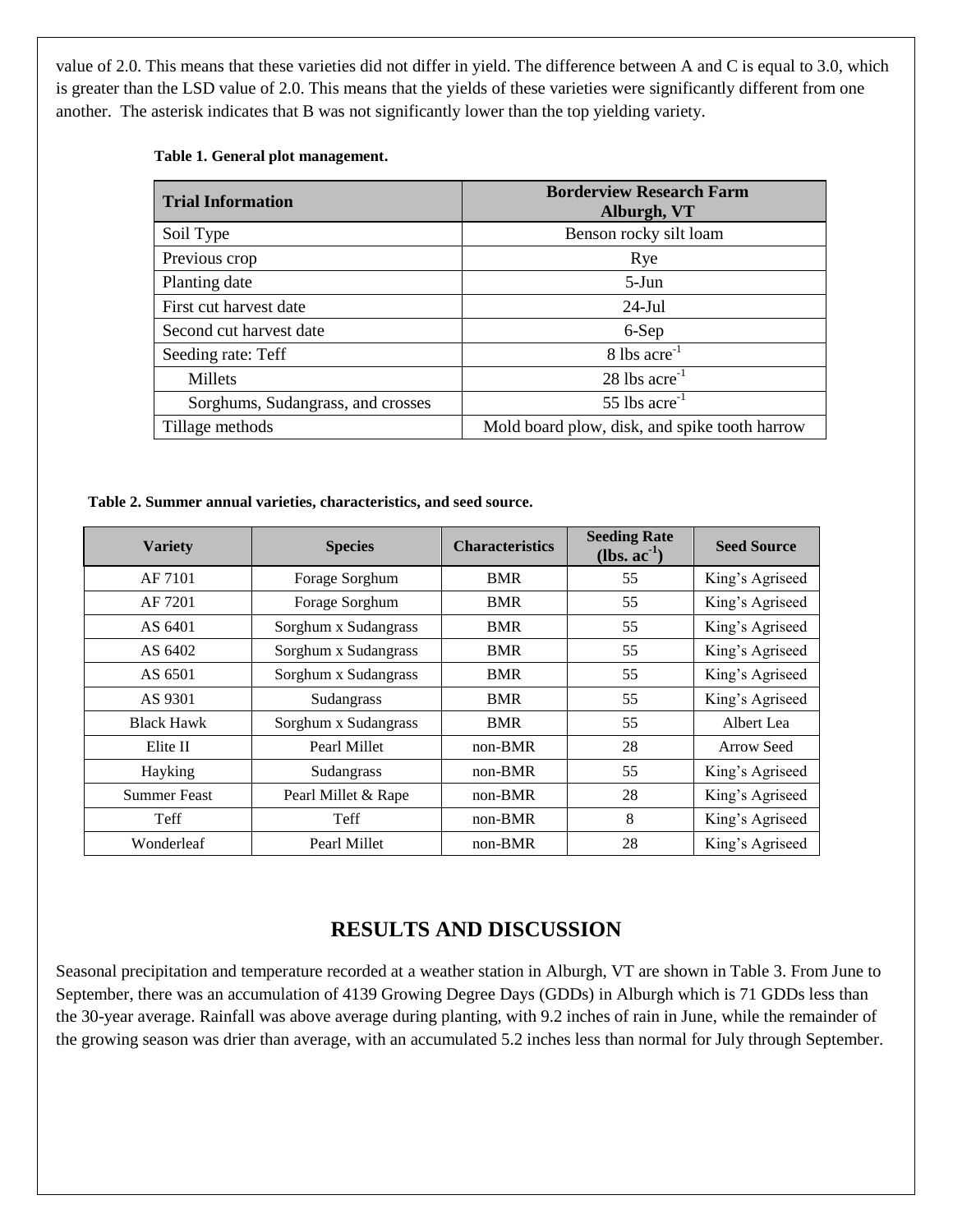value of 2.0. This means that these varieties did not differ in yield. The difference between A and C is equal to 3.0, which is greater than the LSD value of 2.0. This means that the yields of these varieties were significantly different from one another. The asterisk indicates that B was not significantly lower than the top yielding variety.

**Table 1. General plot management.**

| Trial Information | Borderview Research Farm Alburgh, VT |
|---|---|
| Soil Type | Benson rocky silt loam |
| Previous crop | Rye |
| Planting date | 5-Jun |
| First cut harvest date | 24-Jul |
| Second cut harvest date | 6-Sep |
| Seeding rate: Teff | 8 lbs acre$^{-1}$ |
| Millets | 28 lbs acre$^{-1}$ |
| Sorghums, Sudangrass, and crosses | 55 lbs acre$^{-1}$ |
| Tillage methods | Mold board plow, disk, and spike tooth harrow |

**Table 2. Summer annual varieties, characteristics, and seed source.**

| Variety | Species | Characteristics | Seeding Rate (lbs. ac$^{-1}$) | Seed Source |
|---|---|---|---|---|
| AF 7101 | Forage Sorghum | BMR | 55 | King's Agriseed |
| AF 7201 | Forage Sorghum | BMR | 55 | King's Agriseed |
| AS 6401 | Sorghum x Sudangrass | BMR | 55 | King's Agriseed |
| AS 6402 | Sorghum x Sudangrass | BMR | 55 | King's Agriseed |
| AS 6501 | Sorghum x Sudangrass | BMR | 55 | King's Agriseed |
| AS 9301 | Sudangrass | BMR | 55 | King's Agriseed |
| Black Hawk | Sorghum x Sudangrass | BMR | 55 | Albert Lea |
| Elite II | Pearl Millet | non-BMR | 28 | Arrow Seed |
| Hayking | Sudangrass | non-BMR | 55 | King's Agriseed |
| Summer Feast | Pearl Millet & Rape | non-BMR | 28 | King's Agriseed |
| Teff | Teff | non-BMR | 8 | King's Agriseed |
| Wonderleaf | Pearl Millet | non-BMR | 28 | King's Agriseed |

## RESULTS AND DISCUSSION

Seasonal precipitation and temperature recorded at a weather station in Alburgh, VT are shown in Table 3. From June to September, there was an accumulation of 4139 Growing Degree Days (GDDs) in Alburgh which is 71 GDDs less than the 30-year average. Rainfall was above average during planting, with 9.2 inches of rain in June, while the remainder of the growing season was drier than average, with an accumulated 5.2 inches less than normal for July through September.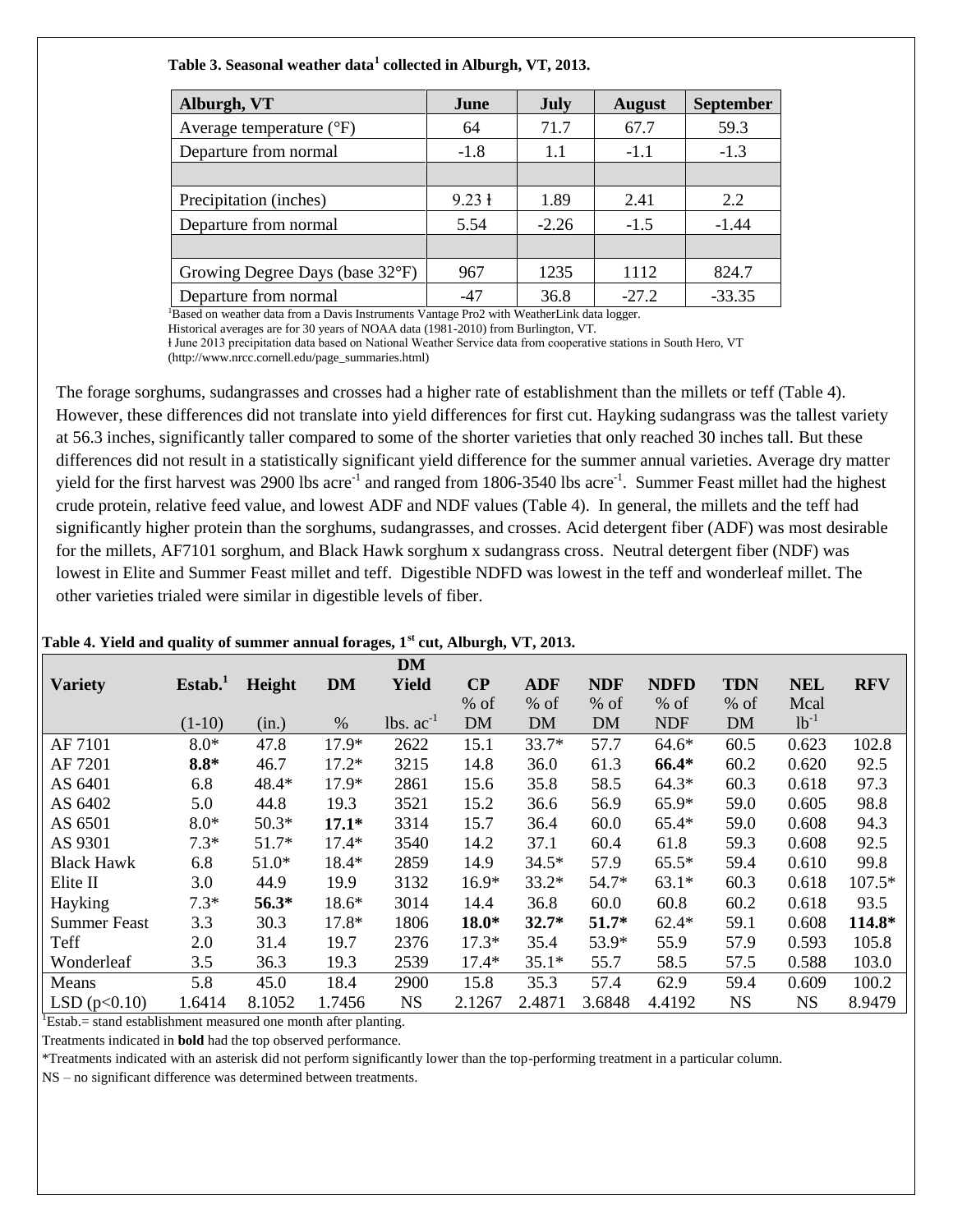**Table 3. Seasonal weather data[1] collected in Alburgh, VT, 2013.**

| Alburgh, VT | June | July | August | September |
|---|---|---|---|---|
| Average temperature (°F) | 64 | 71.7 | 67.7 | 59.3 |
| Departure from normal | -1.8 | 1.1 | -1.1 | -1.3 |
| | | | | |
| Precipitation (inches) | 9.23 ł | 1.89 | 2.41 | 2.2 |
| Departure from normal | 5.54 | -2.26 | -1.5 | -1.44 |
| | | | | |
| Growing Degree Days (base 32°F) | 967 | 1235 | 1112 | 824.7 |
| Departure from normal | -47 | 36.8 | -27.2 | -33.35 |

[1]Based on weather data from a Davis Instruments Vantage Pro2 with WeatherLink data logger.
Historical averages are for 30 years of NOAA data (1981-2010) from Burlington, VT.
ł June 2013 precipitation data based on National Weather Service data from cooperative stations in South Hero, VT (http://www.nrcc.cornell.edu/page_summaries.html)

The forage sorghums, sudangrasses and crosses had a higher rate of establishment than the millets or teff (Table 4). However, these differences did not translate into yield differences for first cut. Hayking sudangrass was the tallest variety at 56.3 inches, significantly taller compared to some of the shorter varieties that only reached 30 inches tall. But these differences did not result in a statistically significant yield difference for the summer annual varieties. Average dry matter yield for the first harvest was 2900 lbs acre$^{-1}$ and ranged from 1806-3540 lbs acre$^{-1}$. Summer Feast millet had the highest crude protein, relative feed value, and lowest ADF and NDF values (Table 4). In general, the millets and the teff had significantly higher protein than the sorghums, sudangrasses, and crosses. Acid detergent fiber (ADF) was most desirable for the millets, AF7101 sorghum, and Black Hawk sorghum x sudangrass cross. Neutral detergent fiber (NDF) was lowest in Elite and Summer Feast millet and teff. Digestible NDFD was lowest in the teff and wonderleaf millet. The other varieties trialed were similar in digestible levels of fiber.

**Table 4. Yield and quality of summer annual forages, 1st cut, Alburgh, VT, 2013.**

| Variety | Estab.[1] | Height | DM | DM Yield | CP | ADF | NDF | NDFD | TDN | NEL | RFV |
|---|---|---|---|---|---|---|---|---|---|---|---|
| | (1-10) | (in.) | % | lbs. ac$^{-1}$ | % of DM | % of DM | % of DM | % of NDF | % of DM | Mcal lb$^{-1}$ | |
| AF 7101 | 8.0* | 47.8 | 17.9* | 2622 | 15.1 | 33.7* | 57.7 | 64.6* | 60.5 | 0.623 | 102.8 |
| AF 7201 | **8.8*** | 46.7 | 17.2* | 3215 | 14.8 | 36.0 | 61.3 | **66.4*** | 60.2 | 0.620 | 92.5 |
| AS 6401 | 6.8 | 48.4* | 17.9* | 2861 | 15.6 | 35.8 | 58.5 | 64.3* | 60.3 | 0.618 | 97.3 |
| AS 6402 | 5.0 | 44.8 | 19.3 | 3521 | 15.2 | 36.6 | 56.9 | 65.9* | 59.0 | 0.605 | 98.8 |
| AS 6501 | 8.0* | 50.3* | **17.1*** | 3314 | 15.7 | 36.4 | 60.0 | 65.4* | 59.0 | 0.608 | 94.3 |
| AS 9301 | 7.3* | 51.7* | 17.4* | 3540 | 14.2 | 37.1 | 60.4 | 61.8 | 59.3 | 0.608 | 92.5 |
| Black Hawk | 6.8 | 51.0* | 18.4* | 2859 | 14.9 | 34.5* | 57.9 | 65.5* | 59.4 | 0.610 | 99.8 |
| Elite II | 3.0 | 44.9 | 19.9 | 3132 | 16.9* | 33.2* | 54.7* | 63.1* | 60.3 | 0.618 | 107.5* |
| Hayking | 7.3* | **56.3*** | 18.6* | 3014 | 14.4 | 36.8 | 60.0 | 60.8 | 60.2 | 0.618 | 93.5 |
| Summer Feast | 3.3 | 30.3 | 17.8* | 1806 | **18.0*** | **32.7*** | **51.7*** | 62.4* | 59.1 | 0.608 | **114.8*** |
| Teff | 2.0 | 31.4 | 19.7 | 2376 | 17.3* | 35.4 | 53.9* | 55.9 | 57.9 | 0.593 | 105.8 |
| Wonderleaf | 3.5 | 36.3 | 19.3 | 2539 | 17.4* | 35.1* | 55.7 | 58.5 | 57.5 | 0.588 | 103.0 |
| Means | 5.8 | 45.0 | 18.4 | 2900 | 15.8 | 35.3 | 57.4 | 62.9 | 59.4 | 0.609 | 100.2 |
| LSD ($p<0.10$) | 1.6414 | 8.1052 | 1.7456 | NS | 2.1267 | 2.4871 | 3.6848 | 4.4192 | NS | NS | 8.9479 |

[1]Estab.= stand establishment measured one month after planting.
Treatments indicated in **bold** had the top observed performance.
*Treatments indicated with an asterisk did not perform significantly lower than the top-performing treatment in a particular column.
NS – no significant difference was determined between treatments.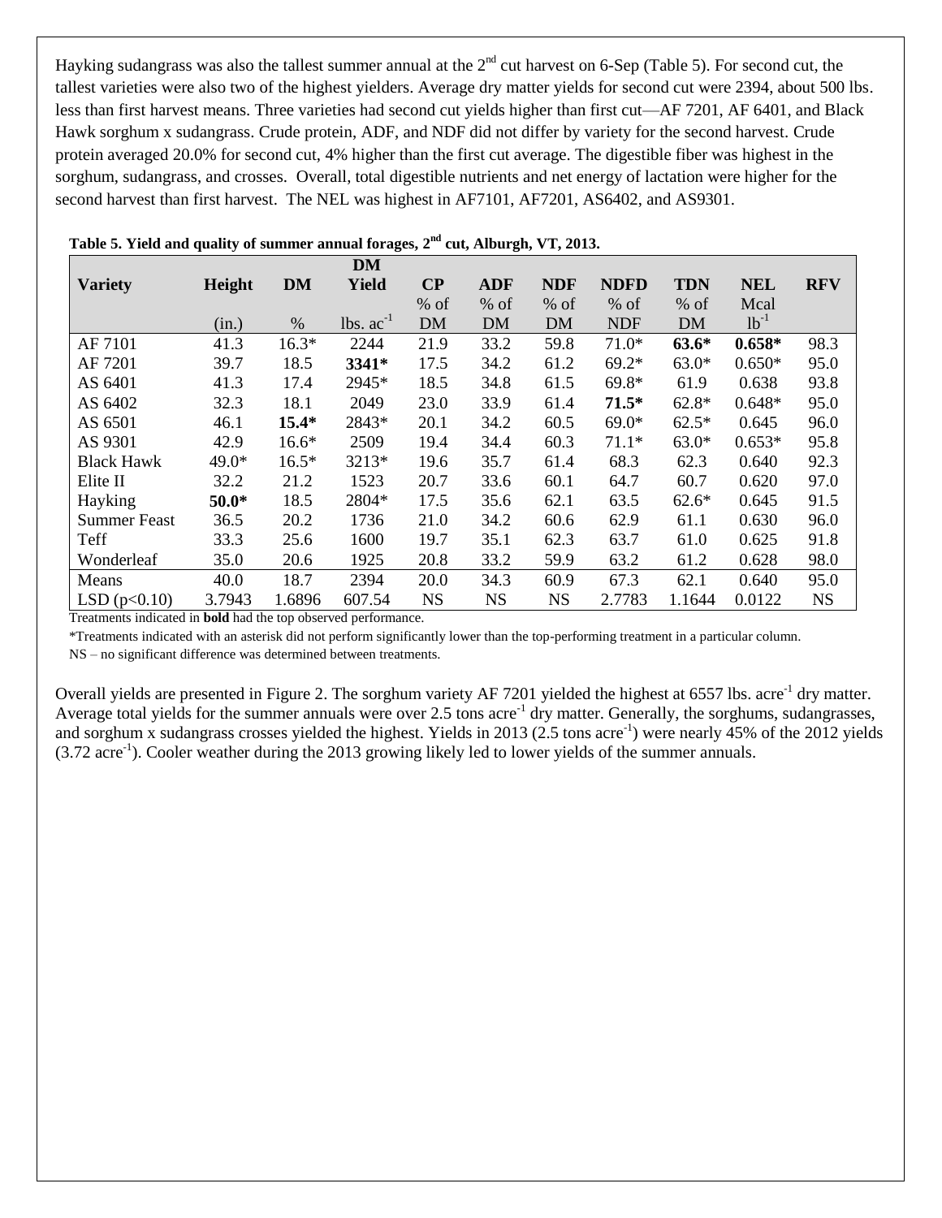Hayking sudangrass was also the tallest summer annual at the 2nd cut harvest on 6-Sep (Table 5). For second cut, the tallest varieties were also two of the highest yielders. Average dry matter yields for second cut were 2394, about 500 lbs. less than first harvest means. Three varieties had second cut yields higher than first cut—AF 7201, AF 6401, and Black Hawk sorghum x sudangrass. Crude protein, ADF, and NDF did not differ by variety for the second harvest. Crude protein averaged 20.0% for second cut, 4% higher than the first cut average. The digestible fiber was highest in the sorghum, sudangrass, and crosses. Overall, total digestible nutrients and net energy of lactation were higher for the second harvest than first harvest. The NEL was highest in AF7101, AF7201, AS6402, and AS9301.

**Table 5. Yield and quality of summer annual forages, 2nd cut, Alburgh, VT, 2013.**

| Variety | Height | DM | DM Yield | CP | ADF | NDF | NDFD | TDN | NEL | RFV |
|---|---|---|---|---|---|---|---|---|---|---|
| | (in.) | % | lbs. $ac^{-1}$ | % of DM | % of DM | % of DM | % of NDF | % of DM | Mcal $lb^{-1}$ | |
| AF 7101 | 41.3 | 16.3* | 2244 | 21.9 | 33.2 | 59.8 | 71.0* | **63.6*** | **0.658*** | 98.3 |
| AF 7201 | 39.7 | 18.5 | **3341*** | 17.5 | 34.2 | 61.2 | 69.2* | 63.0* | 0.650* | 95.0 |
| AS 6401 | 41.3 | 17.4 | 2945* | 18.5 | 34.8 | 61.5 | 69.8* | 61.9 | 0.638 | 93.8 |
| AS 6402 | 32.3 | 18.1 | 2049 | 23.0 | 33.9 | 61.4 | **71.5*** | 62.8* | 0.648* | 95.0 |
| AS 6501 | 46.1 | **15.4*** | 2843* | 20.1 | 34.2 | 60.5 | 69.0* | 62.5* | 0.645 | 96.0 |
| AS 9301 | 42.9 | 16.6* | 2509 | 19.4 | 34.4 | 60.3 | 71.1* | 63.0* | 0.653* | 95.8 |
| Black Hawk | 49.0* | 16.5* | 3213* | 19.6 | 35.7 | 61.4 | 68.3 | 62.3 | 0.640 | 92.3 |
| Elite II | 32.2 | 21.2 | 1523 | 20.7 | 33.6 | 60.1 | 64.7 | 60.7 | 0.620 | 97.0 |
| Hayking | **50.0*** | 18.5 | 2804* | 17.5 | 35.6 | 62.1 | 63.5 | 62.6* | 0.645 | 91.5 |
| Summer Feast | 36.5 | 20.2 | 1736 | 21.0 | 34.2 | 60.6 | 62.9 | 61.1 | 0.630 | 96.0 |
| Teff | 33.3 | 25.6 | 1600 | 19.7 | 35.1 | 62.3 | 63.7 | 61.0 | 0.625 | 91.8 |
| Wonderleaf | 35.0 | 20.6 | 1925 | 20.8 | 33.2 | 59.9 | 63.2 | 61.2 | 0.628 | 98.0 |
| Means | 40.0 | 18.7 | 2394 | 20.0 | 34.3 | 60.9 | 67.3 | 62.1 | 0.640 | 95.0 |
| LSD ($p<0.10$) | 3.7943 | 1.6896 | 607.54 | NS | NS | NS | 2.7783 | 1.1644 | 0.0122 | NS |

Treatments indicated in **bold** had the top observed performance.

*Treatments indicated with an asterisk did not perform significantly lower than the top-performing treatment in a particular column.

NS – no significant difference was determined between treatments.

Overall yields are presented in Figure 2. The sorghum variety AF 7201 yielded the highest at 6557 lbs. $acre^{-1}$ dry matter. Average total yields for the summer annuals were over 2.5 tons $acre^{-1}$ dry matter. Generally, the sorghums, sudangrasses, and sorghum x sudangrass crosses yielded the highest. Yields in 2013 (2.5 tons $acre^{-1}$) were nearly 45% of the 2012 yields (3.72 $acre^{-1}$). Cooler weather during the 2013 growing likely led to lower yields of the summer annuals.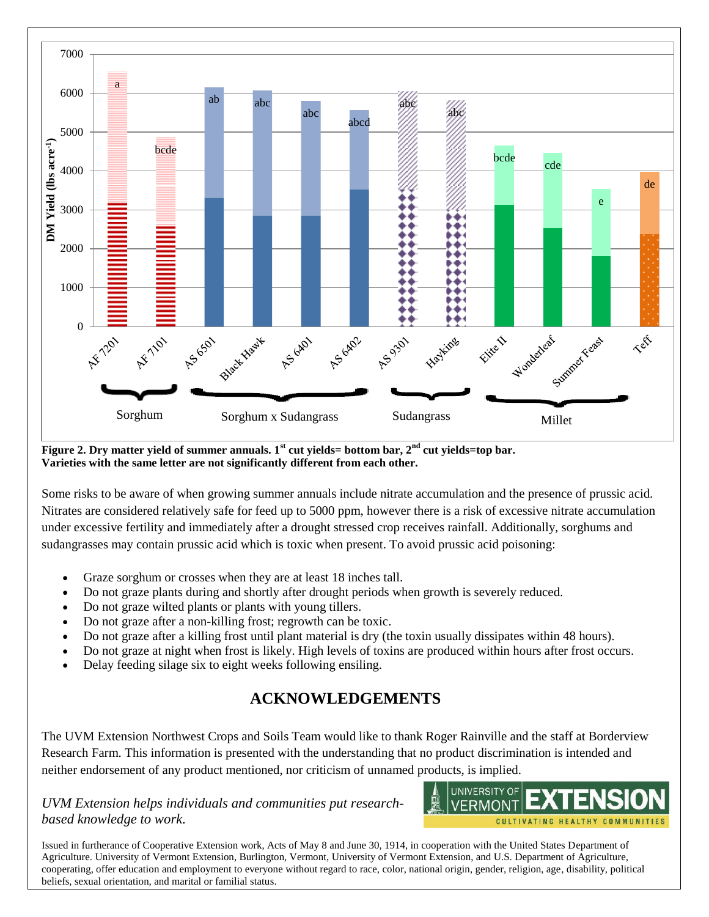7000
6000
5000
4000
3000
2000
1000
0

DM Yield (lbs acre$^{-1}$)

a
bcde
ab
abc
abc
abcd
abc
abc
bcde
cde
e
de

AF 7201
AF 7101
AS 6501
Black Hawk
AS 6401
AS 6402
AS 9301
Hayking
Elite II
Wonderleaf
Summer Feast
Teff

Sorghum
Sorghum x Sudangrass
Sudangrass
Millet

**Figure 2. Dry matter yield of summer annuals. 1st cut yields= bottom bar, 2nd cut yields=top bar. Varieties with the same letter are not significantly different from each other.**

Some risks to be aware of when growing summer annuals include nitrate accumulation and the presence of prussic acid. Nitrates are considered relatively safe for feed up to 5000 ppm, however there is a risk of excessive nitrate accumulation under excessive fertility and immediately after a drought stressed crop receives rainfall. Additionally, sorghums and sudangrasses may contain prussic acid which is toxic when present. To avoid prussic acid poisoning:

- Graze sorghum or crosses when they are at least 18 inches tall.
- Do not graze plants during and shortly after drought periods when growth is severely reduced.
- Do not graze wilted plants or plants with young tillers.
- Do not graze after a non-killing frost; regrowth can be toxic.
- Do not graze after a killing frost until plant material is dry (the toxin usually dissipates within 48 hours).
- Do not graze at night when frost is likely. High levels of toxins are produced within hours after frost occurs.
- Delay feeding silage six to eight weeks following ensiling.

## ACKNOWLEDGEMENTS

The UVM Extension Northwest Crops and Soils Team would like to thank Roger Rainville and the staff at Borderview Research Farm. This information is presented with the understanding that no product discrimination is intended and neither endorsement of any product mentioned, nor criticism of unnamed products, is implied.

*UVM Extension helps individuals and communities put research-based knowledge to work.*

UNIVERSITY OF VERMONT EXTENSION
CULTIVATING HEALTHY COMMUNITIES

Issued in furtherance of Cooperative Extension work, Acts of May 8 and June 30, 1914, in cooperation with the United States Department of Agriculture. University of Vermont Extension, Burlington, Vermont, University of Vermont Extension, and U.S. Department of Agriculture, cooperating, offer education and employment to everyone without regard to race, color, national origin, gender, religion, age, disability, political beliefs, sexual orientation, and marital or familial status.